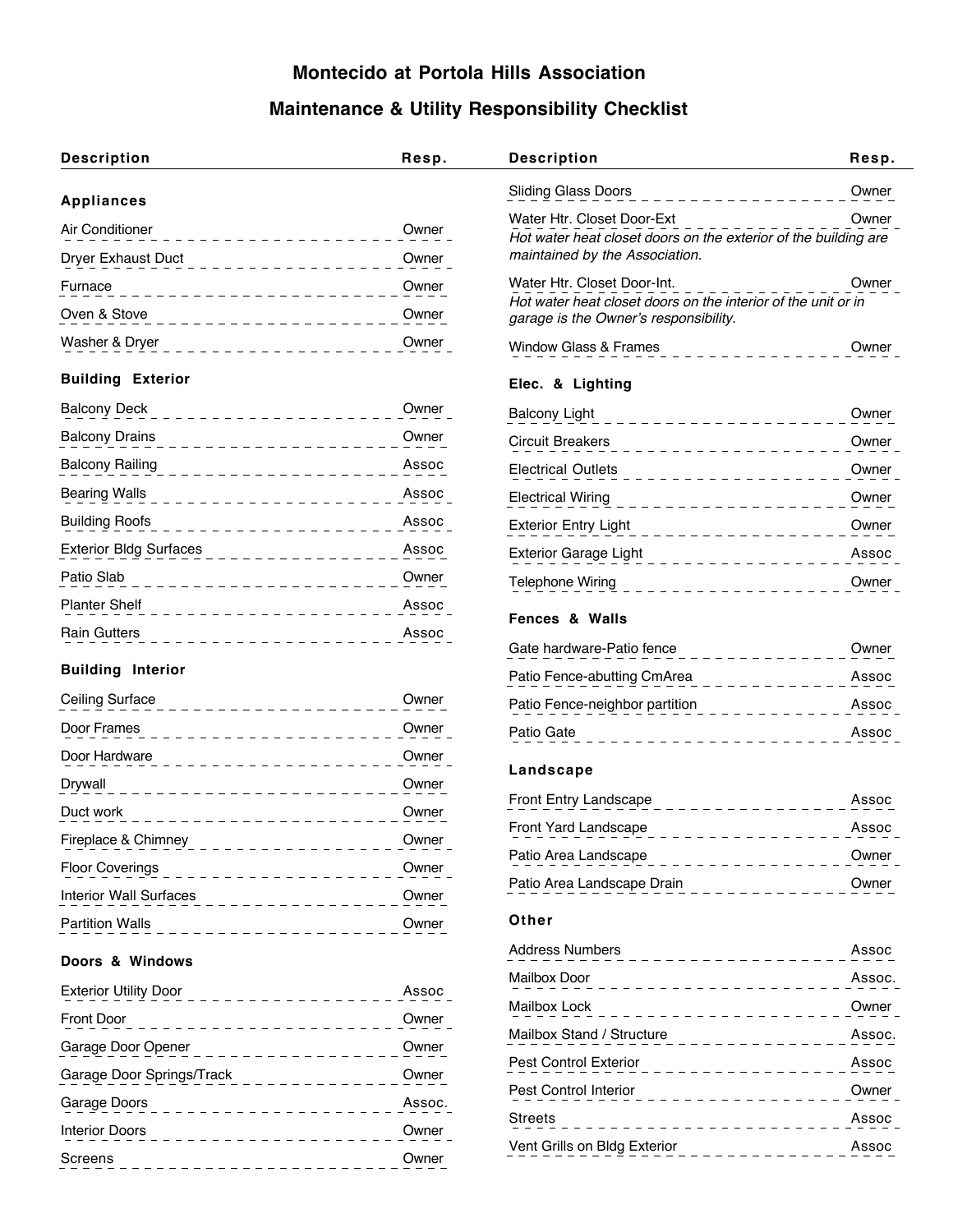# Montecido at Portola Hills Association

## Maintenance & Utility Responsibility Checklist

| Description | Resp. |
|---|---|
| **Appliances** | |
| Air Conditioner | Owner |
| Dryer Exhaust Duct | Owner |
| Furnace | Owner |
| Oven & Stove | Owner |
| Washer & Dryer | Owner |
| **Building Exterior** | |
| Balcony Deck | Owner |
| Balcony Drains | Owner |
| Balcony Railing | Assoc |
| Bearing Walls | Assoc |
| Building Roofs | Assoc |
| Exterior Bldg Surfaces | Assoc |
| Patio Slab | Owner |
| Planter Shelf | Assoc |
| Rain Gutters | Assoc |
| **Building Interior** | |
| Ceiling Surface | Owner |
| Door Frames | Owner |
| Door Hardware | Owner |
| Drywall | Owner |
| Duct work | Owner |
| Fireplace & Chimney | Owner |
| Floor Coverings | Owner |
| Interior Wall Surfaces | Owner |
| Partition Walls | Owner |
| **Doors & Windows** | |
| Exterior Utility Door | Assoc |
| Front Door | Owner |
| Garage Door Opener | Owner |
| Garage Door Springs/Track | Owner |
| Garage Doors | Assoc. |
| Interior Doors | Owner |
| Screens | Owner |
| Sliding Glass Doors | Owner |
| Water Htr. Closet Door-Ext<br>*Hot water heat closet doors on the exterior of the building are maintained by the Association.* | Owner |
| Water Htr. Closet Door-Int.<br>*Hot water heat closet doors on the interior of the unit or in garage is the Owner's responsibility.* | Owner |
| Window Glass & Frames | Owner |
| **Elec. & Lighting** | |
| Balcony Light | Owner |
| Circuit Breakers | Owner |
| Electrical Outlets | Owner |
| Electrical Wiring | Owner |
| Exterior Entry Light | Owner |
| Exterior Garage Light | Assoc |
| Telephone Wiring | Owner |
| **Fences & Walls** | |
| Gate hardware-Patio fence | Owner |
| Patio Fence-abutting CmArea | Assoc |
| Patio Fence-neighbor partition | Assoc |
| Patio Gate | Assoc |
| **Landscape** | |
| Front Entry Landscape | Assoc |
| Front Yard Landscape | Assoc |
| Patio Area Landscape | Owner |
| Patio Area Landscape Drain | Owner |
| **Other** | |
| Address Numbers | Assoc |
| Mailbox Door | Assoc. |
| Mailbox Lock | Owner |
| Mailbox Stand / Structure | Assoc. |
| Pest Control Exterior | Assoc |
| Pest Control Interior | Owner |
| Streets | Assoc |
| Vent Grills on Bldg Exterior | Assoc |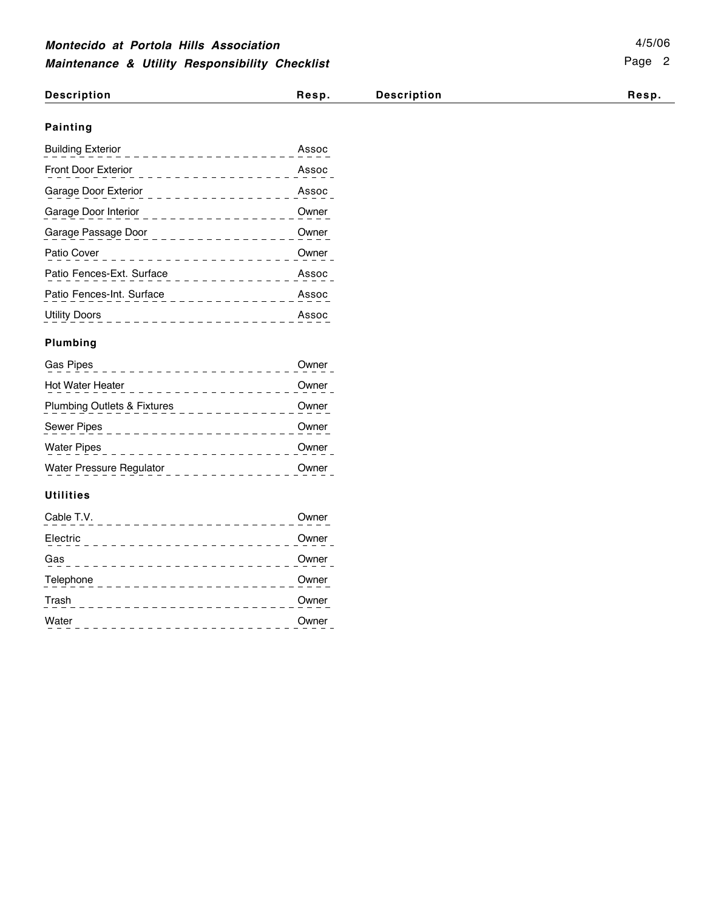| Description | Resp. | Description | Resp. |
|---|---|---|---|
| **Painting** | | | |
| Building Exterior | Assoc | | |
| Front Door Exterior | Assoc | | |
| Garage Door Exterior | Assoc | | |
| Garage Door Interior | Owner | | |
| Garage Passage Door | Owner | | |
| Patio Cover | Owner | | |
| Patio Fences-Ext. Surface | Assoc | | |
| Patio Fences-Int. Surface | Assoc | | |
| Utility Doors | Assoc | | |
| **Plumbing** | | | |
| Gas Pipes | Owner | | |
| Hot Water Heater | Owner | | |
| Plumbing Outlets & Fixtures | Owner | | |
| Sewer Pipes | Owner | | |
| Water Pipes | Owner | | |
| Water Pressure Regulator | Owner | | |
| **Utilities** | | | |
| Cable T.V. | Owner | | |
| Electric | Owner | | |
| Gas | Owner | | |
| Telephone | Owner | | |
| Trash | Owner | | |
| Water | Owner | | |